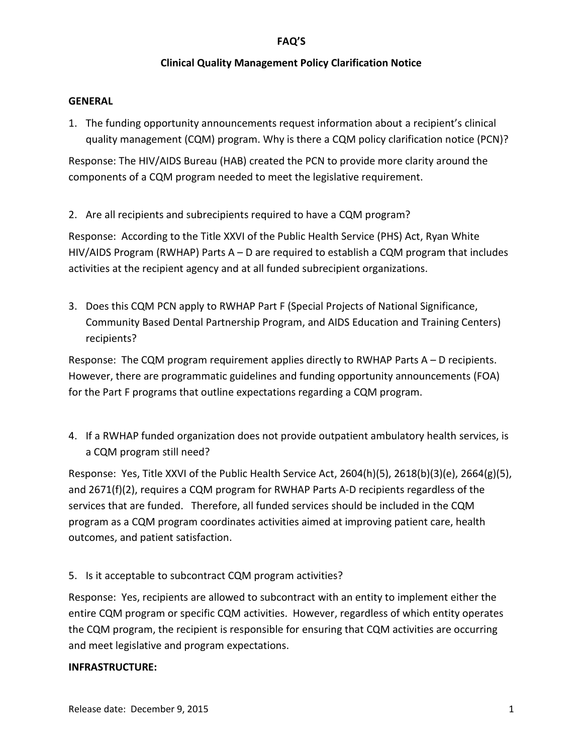# FAQ'S

## Clinical Quality Management Policy Clarification Notice

### GENERAL

1. The funding opportunity announcements request information about a recipient's clinical quality management (CQM) program. Why is there a CQM policy clarification notice (PCN)?

Response: The HIV/AIDS Bureau (HAB) created the PCN to provide more clarity around the components of a CQM program needed to meet the legislative requirement.

2. Are all recipients and subrecipients required to have a CQM program?

Response: According to the Title XXVI of the Public Health Service (PHS) Act, Ryan White HIV/AIDS Program (RWHAP) Parts A – D are required to establish a CQM program that includes activities at the recipient agency and at all funded subrecipient organizations.

3. Does this CQM PCN apply to RWHAP Part F (Special Projects of National Significance, Community Based Dental Partnership Program, and AIDS Education and Training Centers) recipients?

Response: The CQM program requirement applies directly to RWHAP Parts A – D recipients. However, there are programmatic guidelines and funding opportunity announcements (FOA) for the Part F programs that outline expectations regarding a CQM program.

4. If a RWHAP funded organization does not provide outpatient ambulatory health services, is a CQM program still need?

Response: Yes, Title XXVI of the Public Health Service Act, 2604(h)(5), 2618(b)(3)(e), 2664(g)(5), and 2671(f)(2), requires a CQM program for RWHAP Parts A-D recipients regardless of the services that are funded. Therefore, all funded services should be included in the CQM program as a CQM program coordinates activities aimed at improving patient care, health outcomes, and patient satisfaction.

5. Is it acceptable to subcontract CQM program activities?

Response: Yes, recipients are allowed to subcontract with an entity to implement either the entire CQM program or specific CQM activities. However, regardless of which entity operates the CQM program, the recipient is responsible for ensuring that CQM activities are occurring and meet legislative and program expectations.

### INFRASTRUCTURE: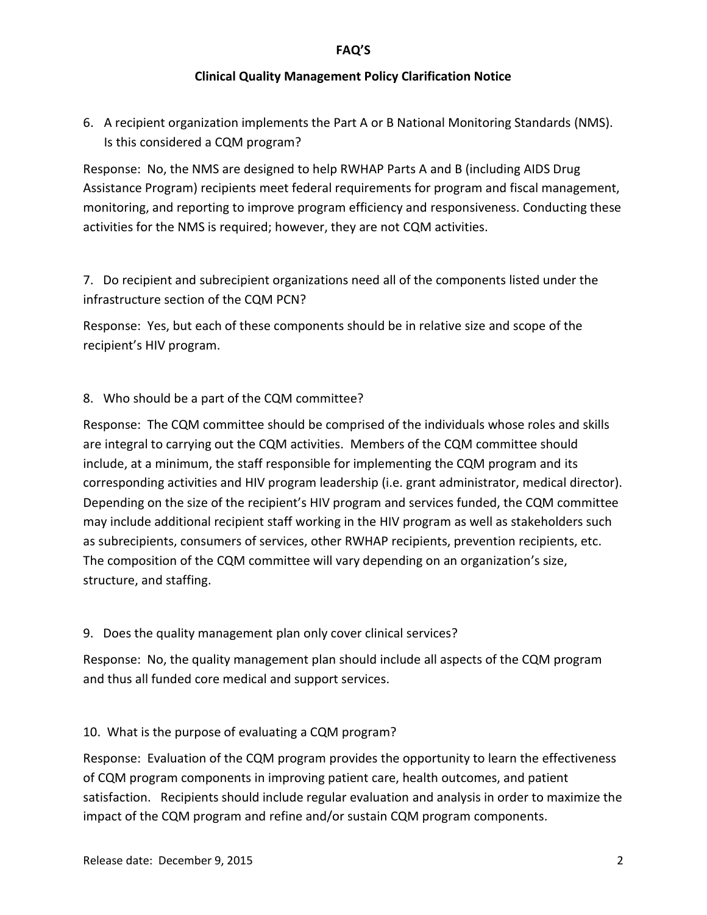**FAQ'S**

**Clinical Quality Management Policy Clarification Notice**

6. A recipient organization implements the Part A or B National Monitoring Standards (NMS). Is this considered a CQM program?

Response: No, the NMS are designed to help RWHAP Parts A and B (including AIDS Drug Assistance Program) recipients meet federal requirements for program and fiscal management, monitoring, and reporting to improve program efficiency and responsiveness. Conducting these activities for the NMS is required; however, they are not CQM activities.

7. Do recipient and subrecipient organizations need all of the components listed under the infrastructure section of the CQM PCN?

Response: Yes, but each of these components should be in relative size and scope of the recipient's HIV program.

8. Who should be a part of the CQM committee?

Response: The CQM committee should be comprised of the individuals whose roles and skills are integral to carrying out the CQM activities. Members of the CQM committee should include, at a minimum, the staff responsible for implementing the CQM program and its corresponding activities and HIV program leadership (i.e. grant administrator, medical director). Depending on the size of the recipient's HIV program and services funded, the CQM committee may include additional recipient staff working in the HIV program as well as stakeholders such as subrecipients, consumers of services, other RWHAP recipients, prevention recipients, etc. The composition of the CQM committee will vary depending on an organization's size, structure, and staffing.

9. Does the quality management plan only cover clinical services?

Response: No, the quality management plan should include all aspects of the CQM program and thus all funded core medical and support services.

10. What is the purpose of evaluating a CQM program?

Response: Evaluation of the CQM program provides the opportunity to learn the effectiveness of CQM program components in improving patient care, health outcomes, and patient satisfaction. Recipients should include regular evaluation and analysis in order to maximize the impact of the CQM program and refine and/or sustain CQM program components.

Release date: December 9, 2015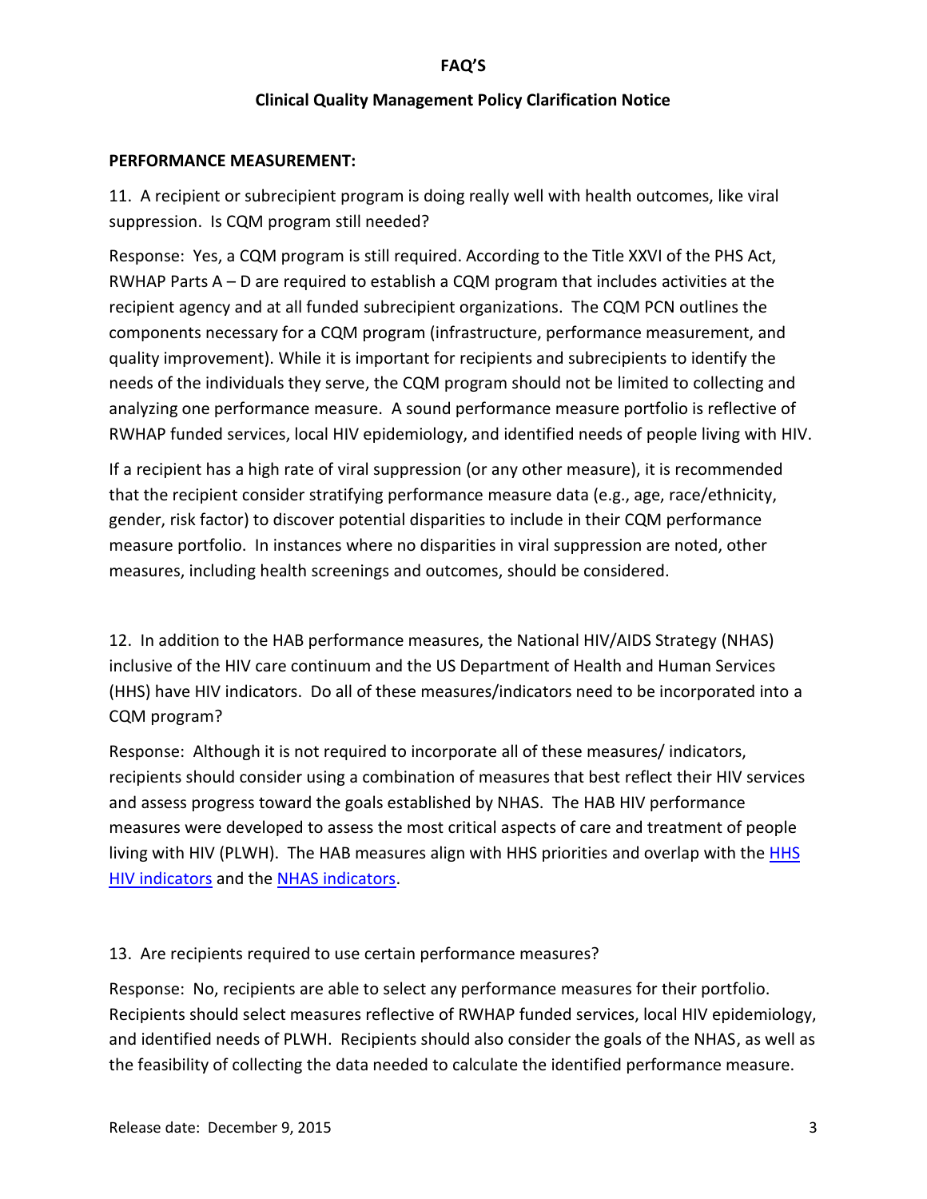**FAQ'S**

**Clinical Quality Management Policy Clarification Notice**

**PERFORMANCE MEASUREMENT:**

11. A recipient or subrecipient program is doing really well with health outcomes, like viral suppression. Is CQM program still needed?

Response: Yes, a CQM program is still required. According to the Title XXVI of the PHS Act, RWHAP Parts A – D are required to establish a CQM program that includes activities at the recipient agency and at all funded subrecipient organizations. The CQM PCN outlines the components necessary for a CQM program (infrastructure, performance measurement, and quality improvement). While it is important for recipients and subrecipients to identify the needs of the individuals they serve, the CQM program should not be limited to collecting and analyzing one performance measure. A sound performance measure portfolio is reflective of RWHAP funded services, local HIV epidemiology, and identified needs of people living with HIV.

If a recipient has a high rate of viral suppression (or any other measure), it is recommended that the recipient consider stratifying performance measure data (e.g., age, race/ethnicity, gender, risk factor) to discover potential disparities to include in their CQM performance measure portfolio. In instances where no disparities in viral suppression are noted, other measures, including health screenings and outcomes, should be considered.

12. In addition to the HAB performance measures, the National HIV/AIDS Strategy (NHAS) inclusive of the HIV care continuum and the US Department of Health and Human Services (HHS) have HIV indicators. Do all of these measures/indicators need to be incorporated into a CQM program?

Response: Although it is not required to incorporate all of these measures/ indicators, recipients should consider using a combination of measures that best reflect their HIV services and assess progress toward the goals established by NHAS. The HAB HIV performance measures were developed to assess the most critical aspects of care and treatment of people living with HIV (PLWH). The HAB measures align with HHS priorities and overlap with the HHS HIV indicators and the NHAS indicators.

13. Are recipients required to use certain performance measures?

Response: No, recipients are able to select any performance measures for their portfolio. Recipients should select measures reflective of RWHAP funded services, local HIV epidemiology, and identified needs of PLWH. Recipients should also consider the goals of the NHAS, as well as the feasibility of collecting the data needed to calculate the identified performance measure.

Release date: December 9, 2015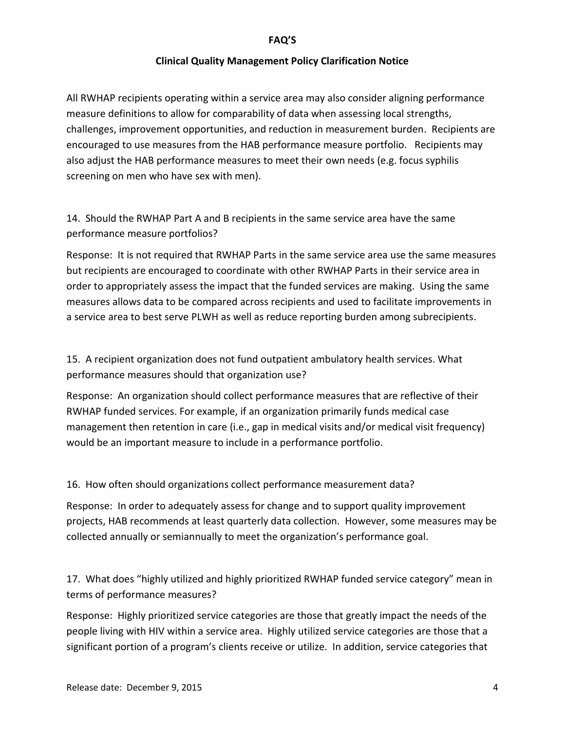All RWHAP recipients operating within a service area may also consider aligning performance measure definitions to allow for comparability of data when assessing local strengths, challenges, improvement opportunities, and reduction in measurement burden. Recipients are encouraged to use measures from the HAB performance measure portfolio. Recipients may also adjust the HAB performance measures to meet their own needs (e.g. focus syphilis screening on men who have sex with men).

14. Should the RWHAP Part A and B recipients in the same service area have the same performance measure portfolios?

Response: It is not required that RWHAP Parts in the same service area use the same measures but recipients are encouraged to coordinate with other RWHAP Parts in their service area in order to appropriately assess the impact that the funded services are making. Using the same measures allows data to be compared across recipients and used to facilitate improvements in a service area to best serve PLWH as well as reduce reporting burden among subrecipients.

15. A recipient organization does not fund outpatient ambulatory health services. What performance measures should that organization use?

Response: An organization should collect performance measures that are reflective of their RWHAP funded services. For example, if an organization primarily funds medical case management then retention in care (i.e., gap in medical visits and/or medical visit frequency) would be an important measure to include in a performance portfolio.

16. How often should organizations collect performance measurement data?

Response: In order to adequately assess for change and to support quality improvement projects, HAB recommends at least quarterly data collection. However, some measures may be collected annually or semiannually to meet the organization's performance goal.

17. What does "highly utilized and highly prioritized RWHAP funded service category" mean in terms of performance measures?

Response: Highly prioritized service categories are those that greatly impact the needs of the people living with HIV within a service area. Highly utilized service categories are those that a significant portion of a program's clients receive or utilize. In addition, service categories that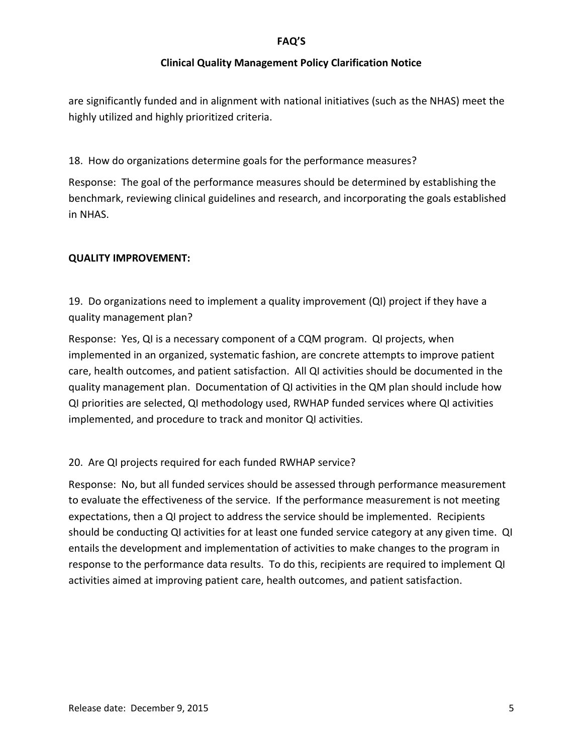are significantly funded and in alignment with national initiatives (such as the NHAS) meet the highly utilized and highly prioritized criteria.

18. How do organizations determine goals for the performance measures?

Response: The goal of the performance measures should be determined by establishing the benchmark, reviewing clinical guidelines and research, and incorporating the goals established in NHAS.

**QUALITY IMPROVEMENT:**

19. Do organizations need to implement a quality improvement (QI) project if they have a quality management plan?

Response: Yes, QI is a necessary component of a CQM program. QI projects, when implemented in an organized, systematic fashion, are concrete attempts to improve patient care, health outcomes, and patient satisfaction. All QI activities should be documented in the quality management plan. Documentation of QI activities in the QM plan should include how QI priorities are selected, QI methodology used, RWHAP funded services where QI activities implemented, and procedure to track and monitor QI activities.

20. Are QI projects required for each funded RWHAP service?

Response: No, but all funded services should be assessed through performance measurement to evaluate the effectiveness of the service. If the performance measurement is not meeting expectations, then a QI project to address the service should be implemented. Recipients should be conducting QI activities for at least one funded service category at any given time. QI entails the development and implementation of activities to make changes to the program in response to the performance data results. To do this, recipients are required to implement QI activities aimed at improving patient care, health outcomes, and patient satisfaction.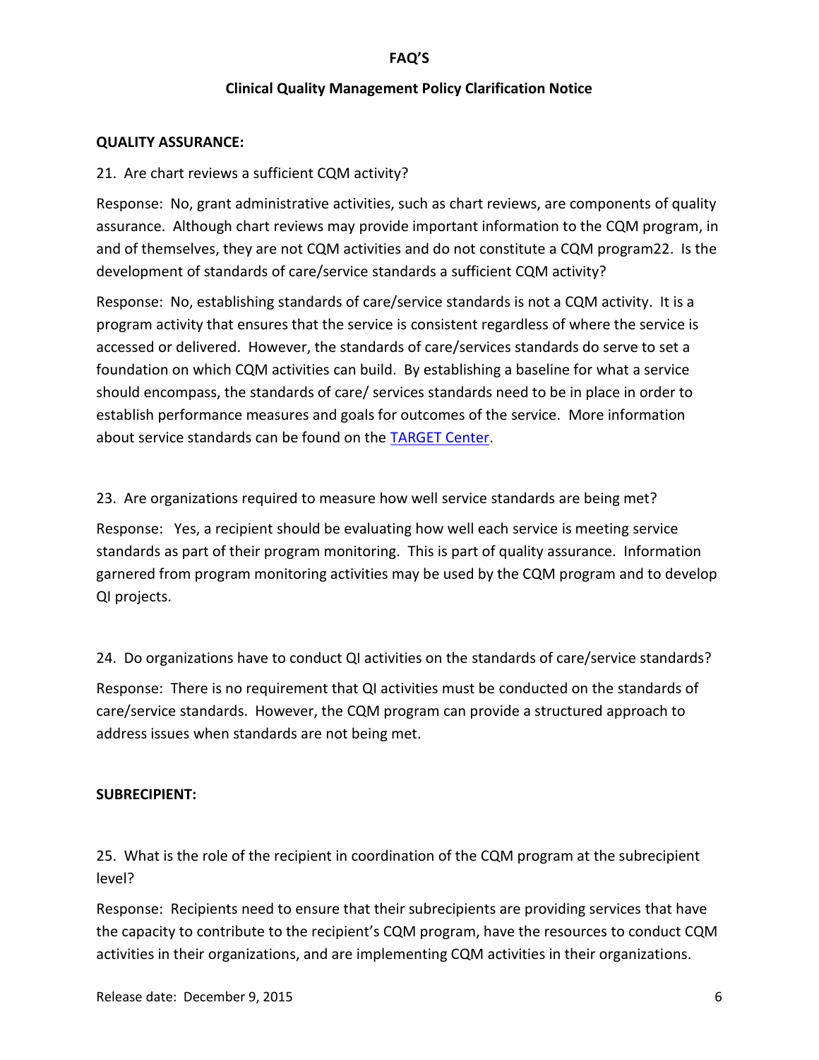**FAQ'S**

**Clinical Quality Management Policy Clarification Notice**

**QUALITY ASSURANCE:**

21. Are chart reviews a sufficient CQM activity?

Response: No, grant administrative activities, such as chart reviews, are components of quality assurance. Although chart reviews may provide important information to the CQM program, in and of themselves, they are not CQM activities and do not constitute a CQM program22. Is the development of standards of care/service standards a sufficient CQM activity?

Response: No, establishing standards of care/service standards is not a CQM activity. It is a program activity that ensures that the service is consistent regardless of where the service is accessed or delivered. However, the standards of care/services standards do serve to set a foundation on which CQM activities can build. By establishing a baseline for what a service should encompass, the standards of care/ services standards need to be in place in order to establish performance measures and goals for outcomes of the service. More information about service standards can be found on the TARGET Center.

23. Are organizations required to measure how well service standards are being met?

Response: Yes, a recipient should be evaluating how well each service is meeting service standards as part of their program monitoring. This is part of quality assurance. Information garnered from program monitoring activities may be used by the CQM program and to develop QI projects.

24. Do organizations have to conduct QI activities on the standards of care/service standards?

Response: There is no requirement that QI activities must be conducted on the standards of care/service standards. However, the CQM program can provide a structured approach to address issues when standards are not being met.

**SUBRECIPIENT:**

25. What is the role of the recipient in coordination of the CQM program at the subrecipient level?

Response: Recipients need to ensure that their subrecipients are providing services that have the capacity to contribute to the recipient's CQM program, have the resources to conduct CQM activities in their organizations, and are implementing CQM activities in their organizations.

Release date: December 9, 2015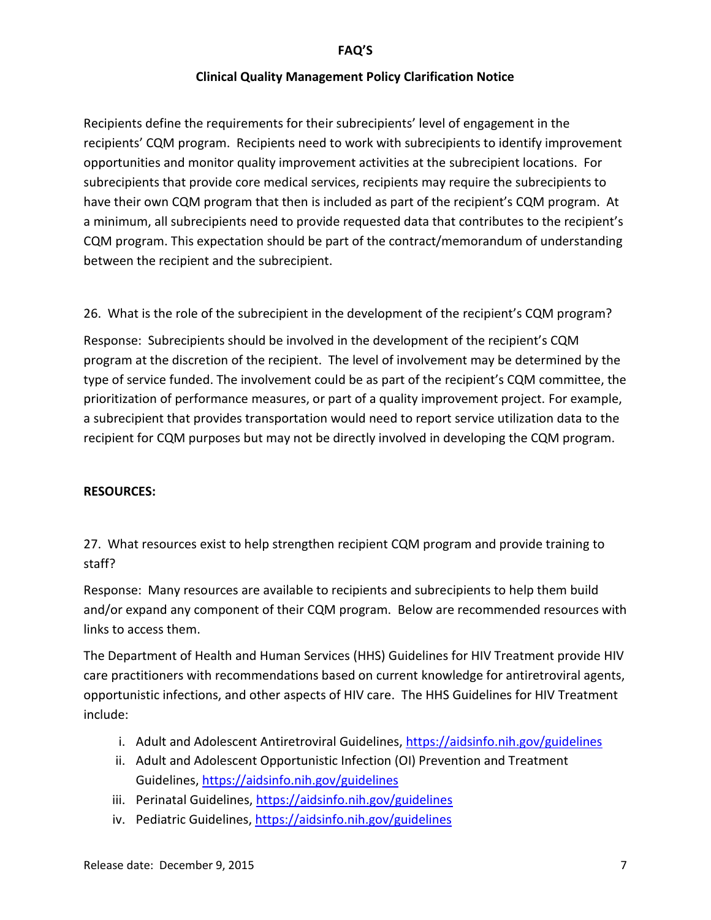Recipients define the requirements for their subrecipients' level of engagement in the recipients' CQM program. Recipients need to work with subrecipients to identify improvement opportunities and monitor quality improvement activities at the subrecipient locations. For subrecipients that provide core medical services, recipients may require the subrecipients to have their own CQM program that then is included as part of the recipient's CQM program. At a minimum, all subrecipients need to provide requested data that contributes to the recipient's CQM program. This expectation should be part of the contract/memorandum of understanding between the recipient and the subrecipient.

26. What is the role of the subrecipient in the development of the recipient's CQM program?

Response: Subrecipients should be involved in the development of the recipient's CQM program at the discretion of the recipient. The level of involvement may be determined by the type of service funded. The involvement could be as part of the recipient's CQM committee, the prioritization of performance measures, or part of a quality improvement project. For example, a subrecipient that provides transportation would need to report service utilization data to the recipient for CQM purposes but may not be directly involved in developing the CQM program.

**RESOURCES:**

27. What resources exist to help strengthen recipient CQM program and provide training to staff?

Response: Many resources are available to recipients and subrecipients to help them build and/or expand any component of their CQM program. Below are recommended resources with links to access them.

The Department of Health and Human Services (HHS) Guidelines for HIV Treatment provide HIV care practitioners with recommendations based on current knowledge for antiretroviral agents, opportunistic infections, and other aspects of HIV care. The HHS Guidelines for HIV Treatment include:

i. Adult and Adolescent Antiretroviral Guidelines, https://aidsinfo.nih.gov/guidelines
ii. Adult and Adolescent Opportunistic Infection (OI) Prevention and Treatment Guidelines, https://aidsinfo.nih.gov/guidelines
iii. Perinatal Guidelines, https://aidsinfo.nih.gov/guidelines
iv. Pediatric Guidelines, https://aidsinfo.nih.gov/guidelines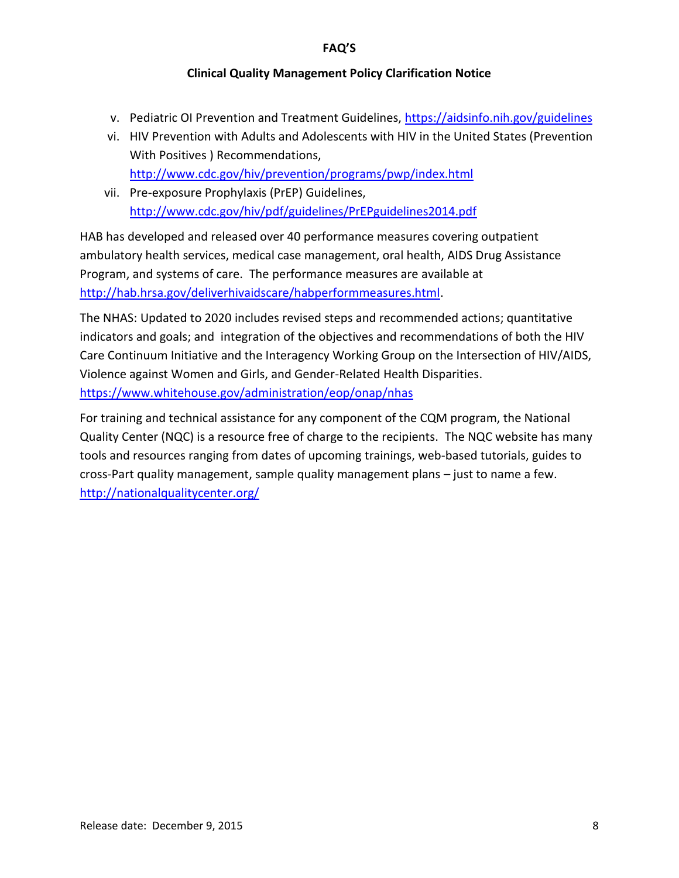v. Pediatric OI Prevention and Treatment Guidelines, https://aidsinfo.nih.gov/guidelines
vi. HIV Prevention with Adults and Adolescents with HIV in the United States (Prevention With Positives ) Recommendations, http://www.cdc.gov/hiv/prevention/programs/pwp/index.html
vii. Pre-exposure Prophylaxis (PrEP) Guidelines, http://www.cdc.gov/hiv/pdf/guidelines/PrEPguidelines2014.pdf

HAB has developed and released over 40 performance measures covering outpatient ambulatory health services, medical case management, oral health, AIDS Drug Assistance Program, and systems of care. The performance measures are available at http://hab.hrsa.gov/deliverhivaidscare/habperformmeasures.html.

The NHAS: Updated to 2020 includes revised steps and recommended actions; quantitative indicators and goals; and integration of the objectives and recommendations of both the HIV Care Continuum Initiative and the Interagency Working Group on the Intersection of HIV/AIDS, Violence against Women and Girls, and Gender-Related Health Disparities. https://www.whitehouse.gov/administration/eop/onap/nhas

For training and technical assistance for any component of the CQM program, the National Quality Center (NQC) is a resource free of charge to the recipients. The NQC website has many tools and resources ranging from dates of upcoming trainings, web-based tutorials, guides to cross-Part quality management, sample quality management plans – just to name a few. http://nationalqualitycenter.org/